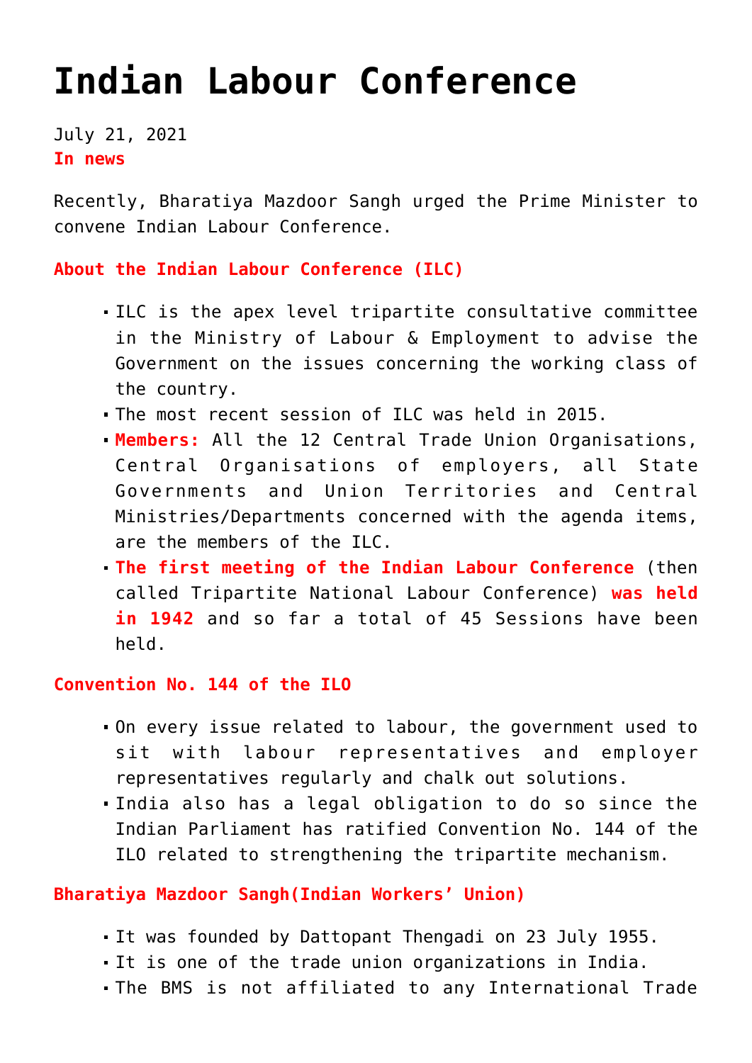# Indian Labour Conference

July 21, 2021

**In news**

Recently, Bharatiya Mazdoor Sangh urged the Prime Minister to convene Indian Labour Conference.

**About the Indian Labour Conference (ILC)**

- ILC is the apex level tripartite consultative committee in the Ministry of Labour & Employment to advise the Government on the issues concerning the working class of the country.
- The most recent session of ILC was held in 2015.
- **Members:** All the 12 Central Trade Union Organisations, Central Organisations of employers, all State Governments and Union Territories and Central Ministries/Departments concerned with the agenda items, are the members of the ILC.
- **The first meeting of the Indian Labour Conference** (then called Tripartite National Labour Conference) **was held in 1942** and so far a total of 45 Sessions have been held.

**Convention No. 144 of the ILO**

- On every issue related to labour, the government used to sit with labour representatives and employer representatives regularly and chalk out solutions.
- India also has a legal obligation to do so since the Indian Parliament has ratified Convention No. 144 of the ILO related to strengthening the tripartite mechanism.

**Bharatiya Mazdoor Sangh(Indian Workers' Union)**

- It was founded by Dattopant Thengadi on 23 July 1955.
- It is one of the trade union organizations in India.
- The BMS is not affiliated to any International Trade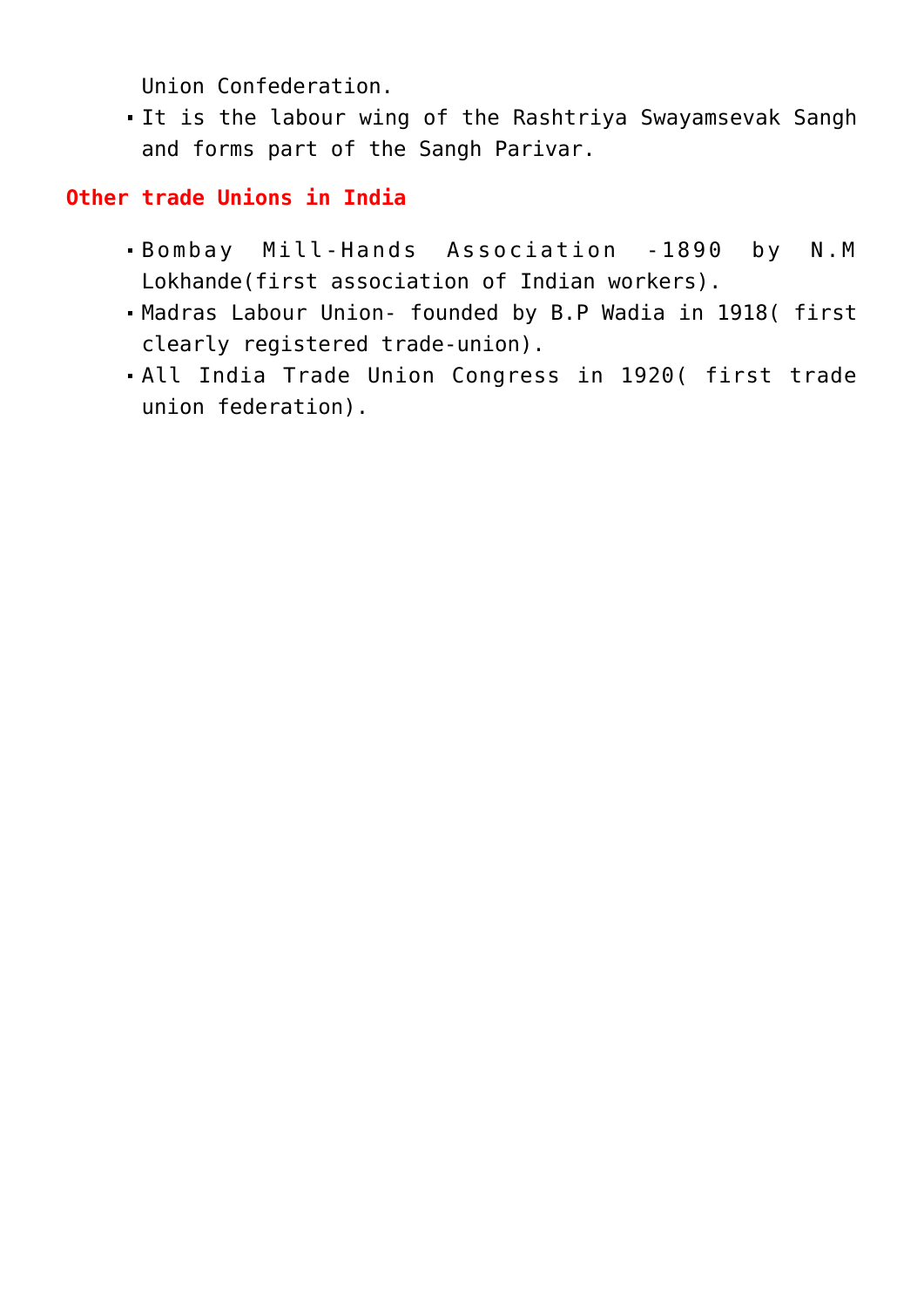Union Confederation.

- It is the labour wing of the Rashtriya Swayamsevak Sangh and forms part of the Sangh Parivar.

**Other trade Unions in India**

- Bombay Mill-Hands Association -1890 by N.M Lokhande(first association of Indian workers).
- Madras Labour Union- founded by B.P Wadia in 1918( first clearly registered trade-union).
- All India Trade Union Congress in 1920( first trade union federation).